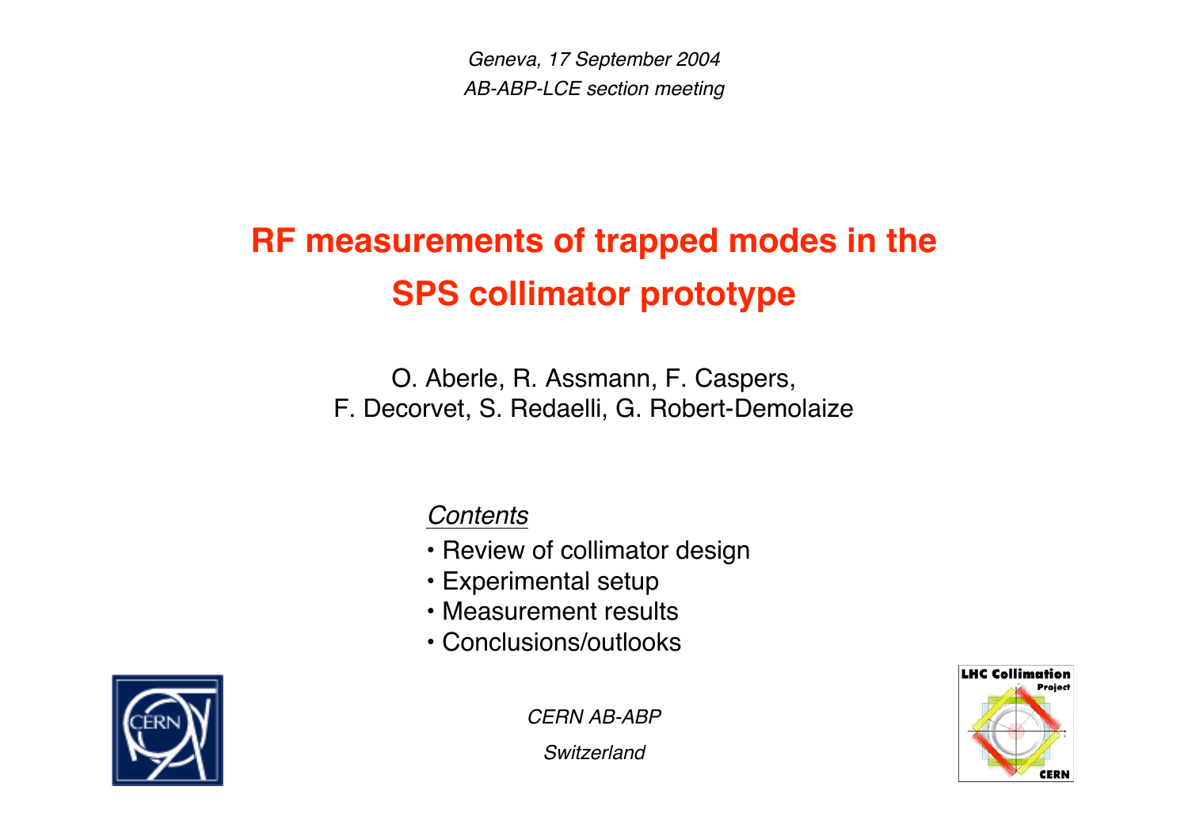*Geneva, 17 September 2004*

*AB-ABP-LCE section meeting*

# RF measurements of trapped modes in the SPS collimator prototype

O. Aberle, R. Assmann, F. Caspers,
F. Decorvet, S. Redaelli, G. Robert-Demolaize

*Contents*

- Review of collimator design
- Experimental setup
- Measurement results
- Conclusions/outlooks

*CERN AB-ABP*

*Switzerland*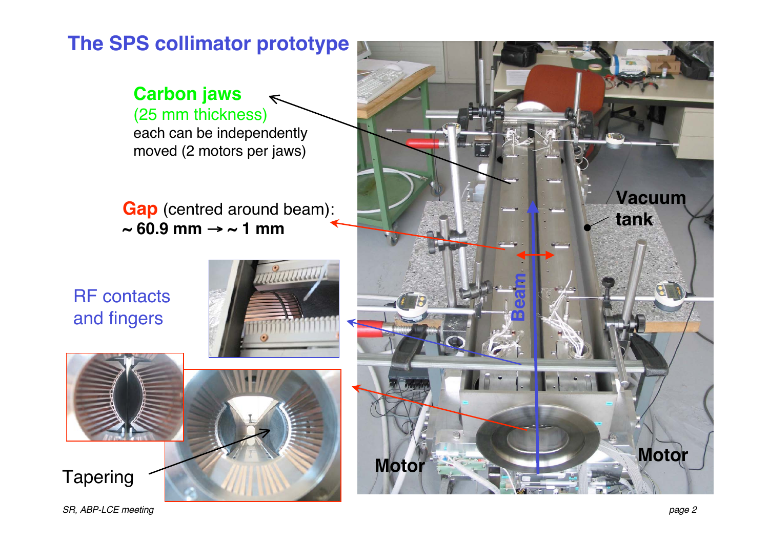# The SPS collimator prototype

**Carbon jaws**
(25 mm thickness)
each can be independently moved (2 motors per jaws)

**Gap** (centred around beam):
**~ 60.9 mm → ~ 1 mm**

RF contacts and fingers

Tapering

Vacuum tank

Beam

Motor

Motor

*SR, ABP-LCE meeting*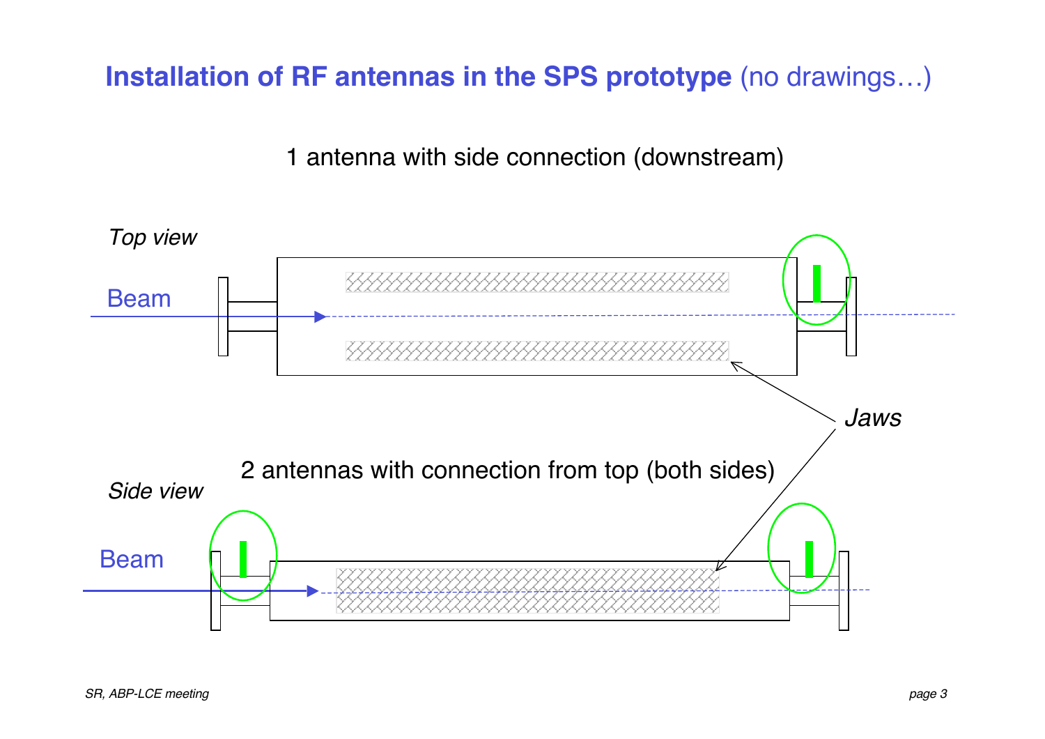# **Installation of RF antennas in the SPS prototype** (no drawings…)

1 antenna with side connection (downstream)

*Top view*

Beam

*Jaws*

2 antennas with connection from top (both sides)

*Side view*

Beam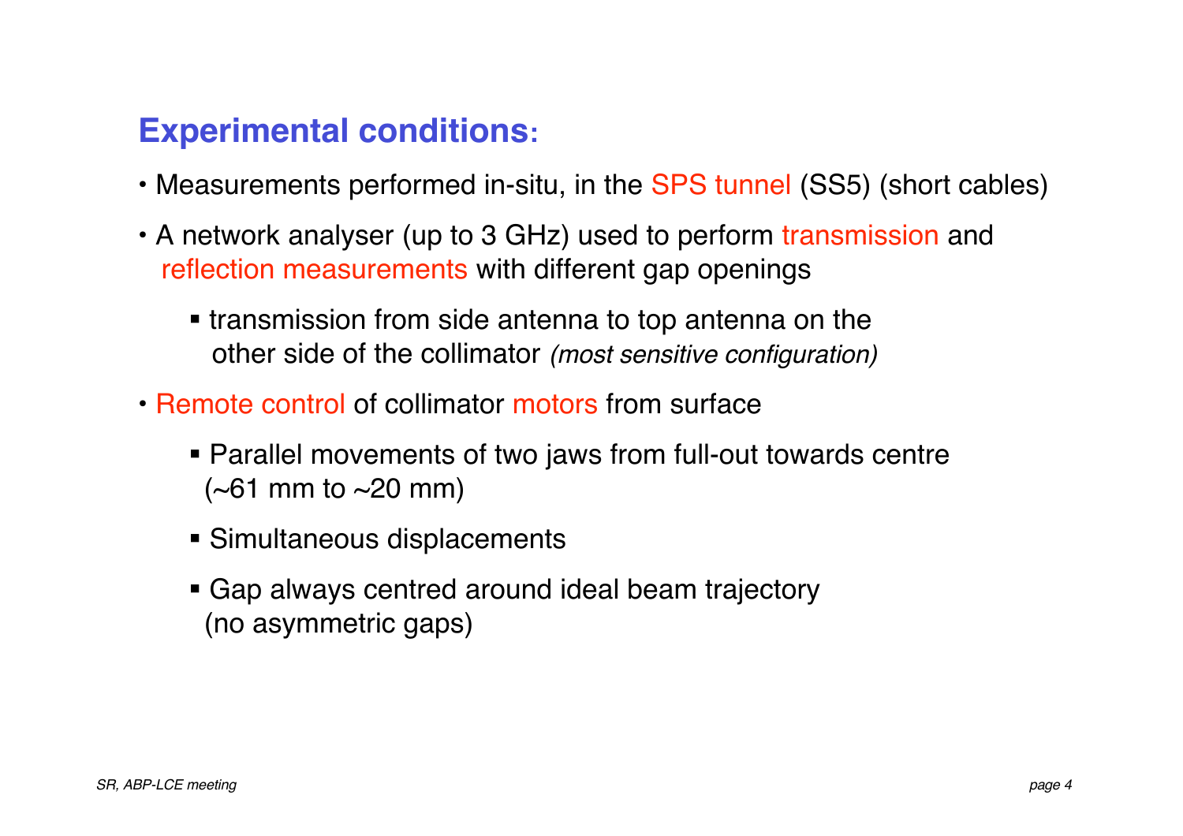## Experimental conditions:

- Measurements performed in-situ, in the SPS tunnel (SS5) (short cables)
- A network analyser (up to 3 GHz) used to perform transmission and reflection measurements with different gap openings
  - transmission from side antenna to top antenna on the other side of the collimator *(most sensitive configuration)*
- Remote control of collimator motors from surface
  - Parallel movements of two jaws from full-out towards centre (~61 mm to ~20 mm)
  - Simultaneous displacements
  - Gap always centred around ideal beam trajectory (no asymmetric gaps)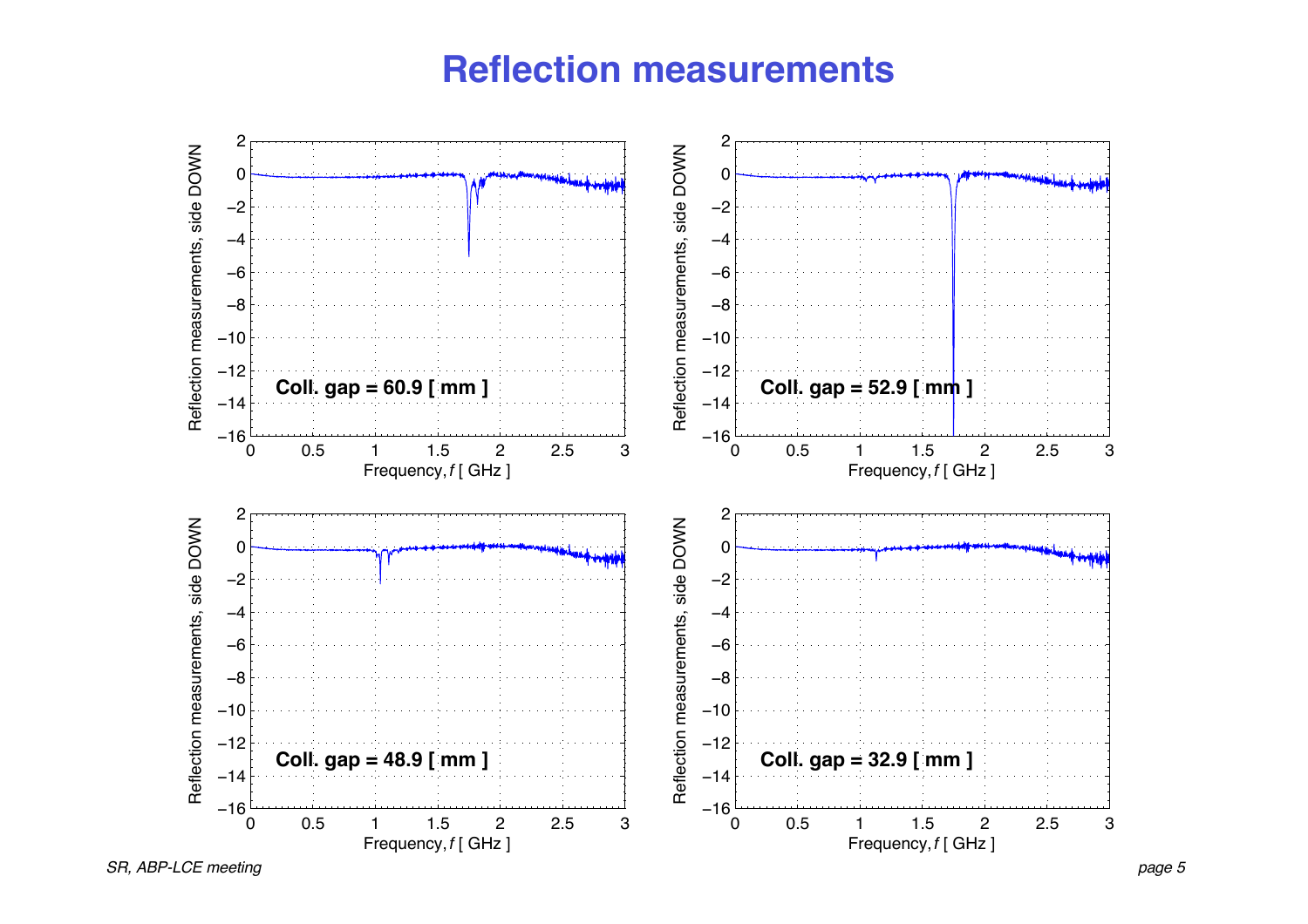# Reflection measurements

Coll. gap = 60.9 [ mm ]

Coll. gap = 52.9 [ mm ]

Coll. gap = 48.9 [ mm ]

Coll. gap = 32.9 [ mm ]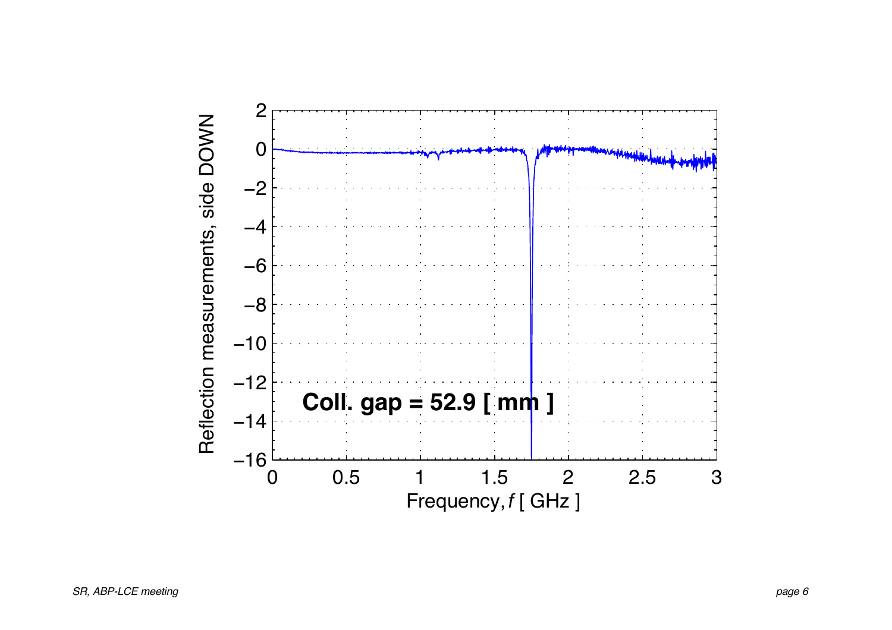**Coll. gap = 52.9 [ mm ]**

Reflection measurements, side DOWN

Frequency, $f$ [ GHz ]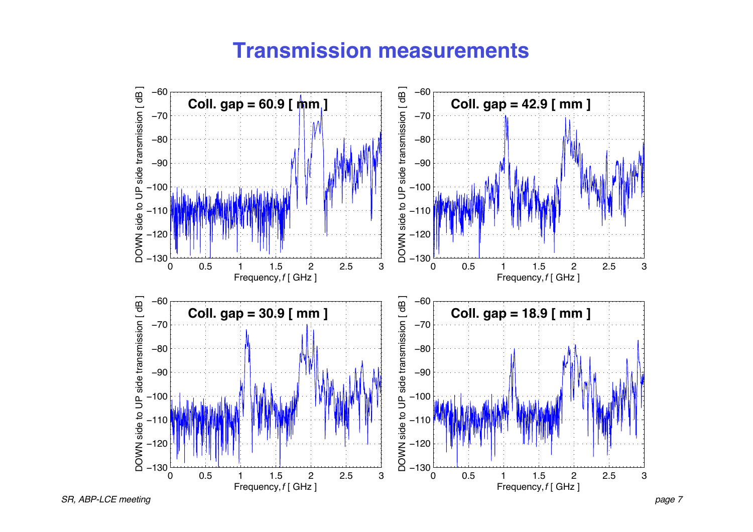# Transmission measurements

**Coll. gap = 60.9 [ mm ]**

**Coll. gap = 42.9 [ mm ]**

**Coll. gap = 30.9 [ mm ]**

**Coll. gap = 18.9 [ mm ]**

DOWN side to UP side transmission [ dB ]

Frequency, $f$ [ GHz ]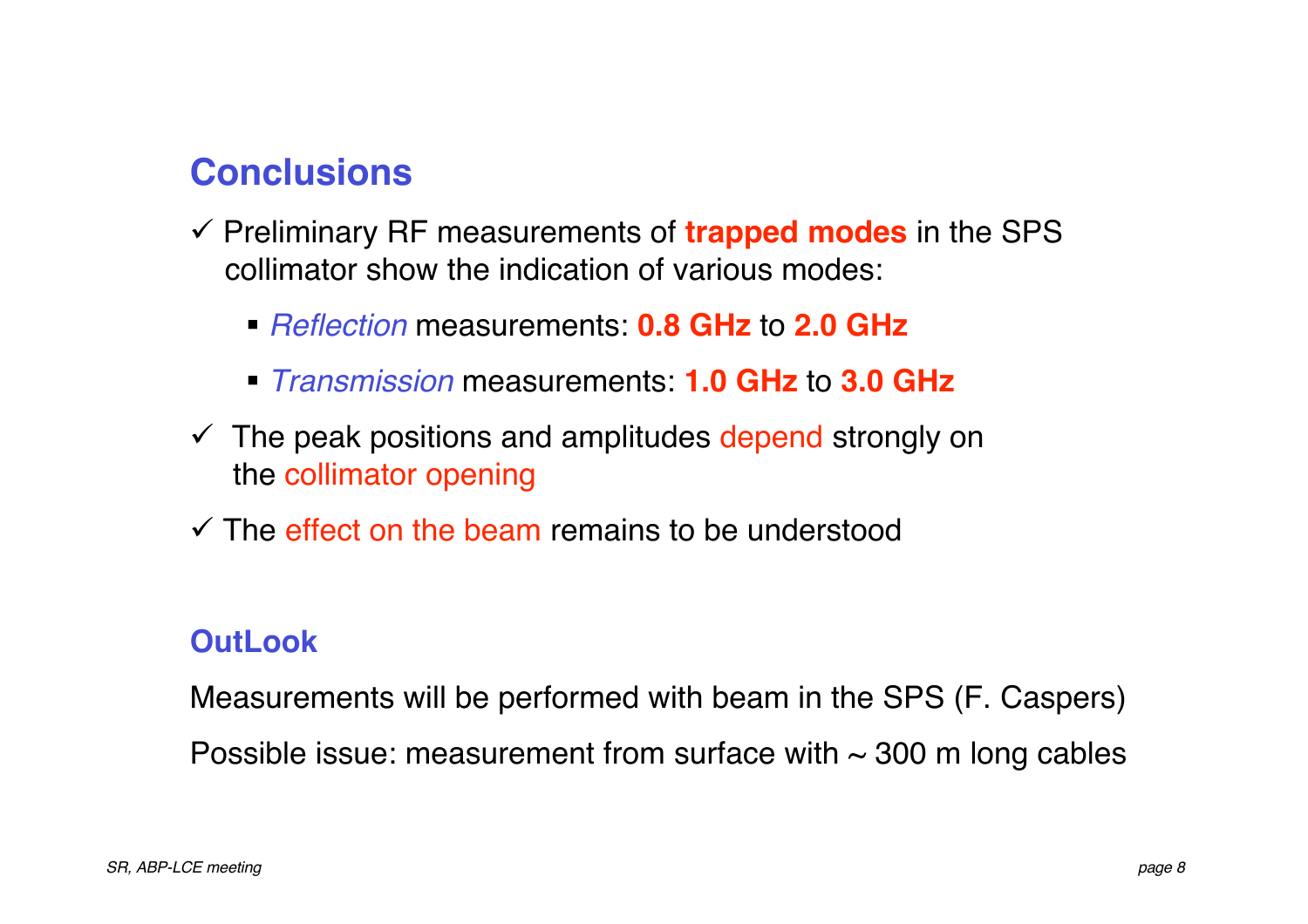## Conclusions

- ✓ Preliminary RF measurements of **trapped modes** in the SPS collimator show the indication of various modes:
  - *Reflection* measurements: **0.8 GHz** to **2.0 GHz**
  - *Transmission* measurements: **1.0 GHz** to **3.0 GHz**
- ✓ The peak positions and amplitudes depend strongly on the collimator opening
- ✓ The effect on the beam remains to be understood

## OutLook

Measurements will be performed with beam in the SPS (F. Caspers)

Possible issue: measurement from surface with ~ 300 m long cables